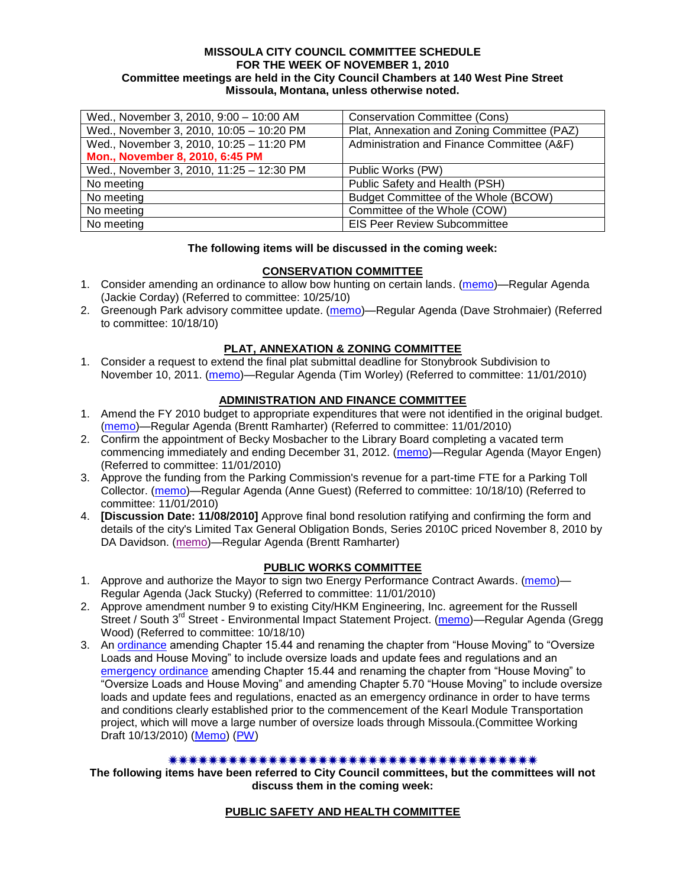**MISSOULA CITY COUNCIL COMMITTEE SCHEDULE**
**FOR THE WEEK OF NOVEMBER 1, 2010**
**Committee meetings are held in the City Council Chambers at 140 West Pine Street Missoula, Montana, unless otherwise noted.**

| | |
|---|---|
| Wed., November 3, 2010, 9:00 – 10:00 AM | Conservation Committee (Cons) |
| Wed., November 3, 2010, 10:05 – 10:20 PM | Plat, Annexation and Zoning Committee (PAZ) |
| Wed., November 3, 2010, 10:25 – 11:20 PM<br>**Mon., November 8, 2010, 6:45 PM** | Administration and Finance Committee (A&F) |
| Wed., November 3, 2010, 11:25 – 12:30 PM | Public Works (PW) |
| No meeting | Public Safety and Health (PSH) |
| No meeting | Budget Committee of the Whole (BCOW) |
| No meeting | Committee of the Whole (COW) |
| No meeting | EIS Peer Review Subcommittee |

**The following items will be discussed in the coming week:**

## CONSERVATION COMMITTEE

1. Consider amending an ordinance to allow bow hunting on certain lands. (memo)—Regular Agenda (Jackie Corday) (Referred to committee: 10/25/10)
2. Greenough Park advisory committee update. (memo)—Regular Agenda (Dave Strohmaier) (Referred to committee: 10/18/10)

## PLAT, ANNEXATION & ZONING COMMITTEE

1. Consider a request to extend the final plat submittal deadline for Stonybrook Subdivision to November 10, 2011. (memo)—Regular Agenda (Tim Worley) (Referred to committee: 11/01/2010)

## ADMINISTRATION AND FINANCE COMMITTEE

1. Amend the FY 2010 budget to appropriate expenditures that were not identified in the original budget. (memo)—Regular Agenda (Brentt Ramharter) (Referred to committee: 11/01/2010)
2. Confirm the appointment of Becky Mosbacher to the Library Board completing a vacated term commencing immediately and ending December 31, 2012. (memo)—Regular Agenda (Mayor Engen) (Referred to committee: 11/01/2010)
3. Approve the funding from the Parking Commission's revenue for a part-time FTE for a Parking Toll Collector. (memo)—Regular Agenda (Anne Guest) (Referred to committee: 10/18/10) (Referred to committee: 11/01/2010)
4. **[Discussion Date: 11/08/2010]** Approve final bond resolution ratifying and confirming the form and details of the city's Limited Tax General Obligation Bonds, Series 2010C priced November 8, 2010 by DA Davidson. (memo)—Regular Agenda (Brentt Ramharter)

## PUBLIC WORKS COMMITTEE

1. Approve and authorize the Mayor to sign two Energy Performance Contract Awards. (memo)—Regular Agenda (Jack Stucky) (Referred to committee: 11/01/2010)
2. Approve amendment number 9 to existing City/HKM Engineering, Inc. agreement for the Russell Street / South 3rd Street - Environmental Impact Statement Project. (memo)—Regular Agenda (Gregg Wood) (Referred to committee: 10/18/10)
3. An ordinance amending Chapter 15.44 and renaming the chapter from "House Moving" to "Oversize Loads and House Moving" to include oversize loads and update fees and regulations and an emergency ordinance amending Chapter 15.44 and renaming the chapter from "House Moving" to "Oversize Loads and House Moving" and amending Chapter 5.70 "House Moving" to include oversize loads and update fees and regulations, enacted as an emergency ordinance in order to have terms and conditions clearly established prior to the commencement of the Kearl Module Transportation project, which will move a large number of oversize loads through Missoula.(Committee Working Draft 10/13/2010) (Memo) (PW)

✷✷✷✷✷✷✷✷✷✷✷✷✷✷✷✷✷✷✷✷✷✷✷✷✷✷✷✷✷✷✷✷✷✷✷✷✷✷✷✷

**The following items have been referred to City Council committees, but the committees will not discuss them in the coming week:**

## PUBLIC SAFETY AND HEALTH COMMITTEE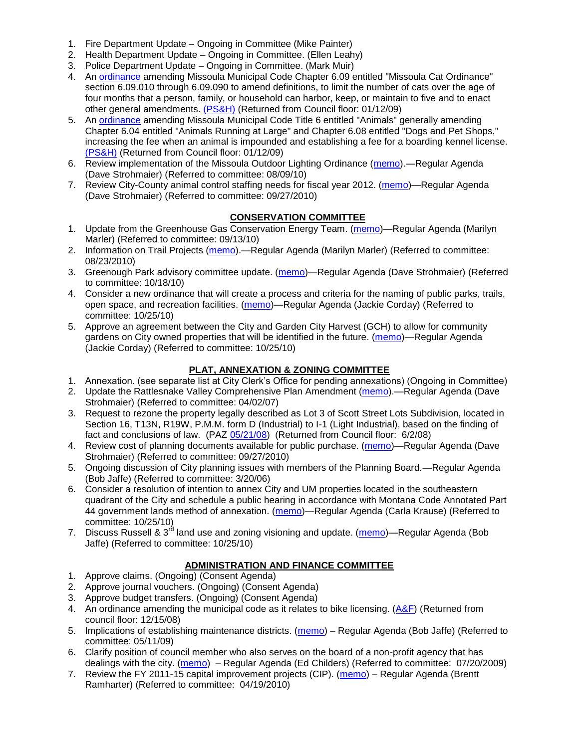1. Fire Department Update – Ongoing in Committee (Mike Painter)
2. Health Department Update – Ongoing in Committee. (Ellen Leahy)
3. Police Department Update – Ongoing in Committee. (Mark Muir)
4. An ordinance amending Missoula Municipal Code Chapter 6.09 entitled "Missoula Cat Ordinance" section 6.09.010 through 6.09.090 to amend definitions, to limit the number of cats over the age of four months that a person, family, or household can harbor, keep, or maintain to five and to enact other general amendments. (PS&H) (Returned from Council floor: 01/12/09)
5. An ordinance amending Missoula Municipal Code Title 6 entitled "Animals" generally amending Chapter 6.04 entitled "Animals Running at Large" and Chapter 6.08 entitled "Dogs and Pet Shops," increasing the fee when an animal is impounded and establishing a fee for a boarding kennel license. (PS&H) (Returned from Council floor: 01/12/09)
6. Review implementation of the Missoula Outdoor Lighting Ordinance (memo).—Regular Agenda (Dave Strohmaier) (Referred to committee: 08/09/10)
7. Review City-County animal control staffing needs for fiscal year 2012. (memo)—Regular Agenda (Dave Strohmaier) (Referred to committee: 09/27/2010)

## CONSERVATION COMMITTEE

1. Update from the Greenhouse Gas Conservation Energy Team. (memo)—Regular Agenda (Marilyn Marler) (Referred to committee: 09/13/10)
2. Information on Trail Projects (memo).—Regular Agenda (Marilyn Marler) (Referred to committee: 08/23/2010)
3. Greenough Park advisory committee update. (memo)—Regular Agenda (Dave Strohmaier) (Referred to committee: 10/18/10)
4. Consider a new ordinance that will create a process and criteria for the naming of public parks, trails, open space, and recreation facilities. (memo)—Regular Agenda (Jackie Corday) (Referred to committee: 10/25/10)
5. Approve an agreement between the City and Garden City Harvest (GCH) to allow for community gardens on City owned properties that will be identified in the future. (memo)—Regular Agenda (Jackie Corday) (Referred to committee: 10/25/10)

## PLAT, ANNEXATION & ZONING COMMITTEE

1. Annexation. (see separate list at City Clerk's Office for pending annexations) (Ongoing in Committee)
2. Update the Rattlesnake Valley Comprehensive Plan Amendment (memo).—Regular Agenda (Dave Strohmaier) (Referred to committee: 04/02/07)
3. Request to rezone the property legally described as Lot 3 of Scott Street Lots Subdivision, located in Section 16, T13N, R19W, P.M.M. form D (Industrial) to I-1 (Light Industrial), based on the finding of fact and conclusions of law. (PAZ 05/21/08) (Returned from Council floor: 6/2/08)
4. Review cost of planning documents available for public purchase. (memo)—Regular Agenda (Dave Strohmaier) (Referred to committee: 09/27/2010)
5. Ongoing discussion of City planning issues with members of the Planning Board.—Regular Agenda (Bob Jaffe) (Referred to committee: 3/20/06)
6. Consider a resolution of intention to annex City and UM properties located in the southeastern quadrant of the City and schedule a public hearing in accordance with Montana Code Annotated Part 44 government lands method of annexation. (memo)—Regular Agenda (Carla Krause) (Referred to committee: 10/25/10)
7. Discuss Russell & 3rd land use and zoning visioning and update. (memo)—Regular Agenda (Bob Jaffe) (Referred to committee: 10/25/10)

## ADMINISTRATION AND FINANCE COMMITTEE

1. Approve claims. (Ongoing) (Consent Agenda)
2. Approve journal vouchers. (Ongoing) (Consent Agenda)
3. Approve budget transfers. (Ongoing) (Consent Agenda)
4. An ordinance amending the municipal code as it relates to bike licensing. (A&F) (Returned from council floor: 12/15/08)
5. Implications of establishing maintenance districts. (memo) – Regular Agenda (Bob Jaffe) (Referred to committee: 05/11/09)
6. Clarify position of council member who also serves on the board of a non-profit agency that has dealings with the city. (memo) – Regular Agenda (Ed Childers) (Referred to committee: 07/20/2009)
7. Review the FY 2011-15 capital improvement projects (CIP). (memo) – Regular Agenda (Brentt Ramharter) (Referred to committee: 04/19/2010)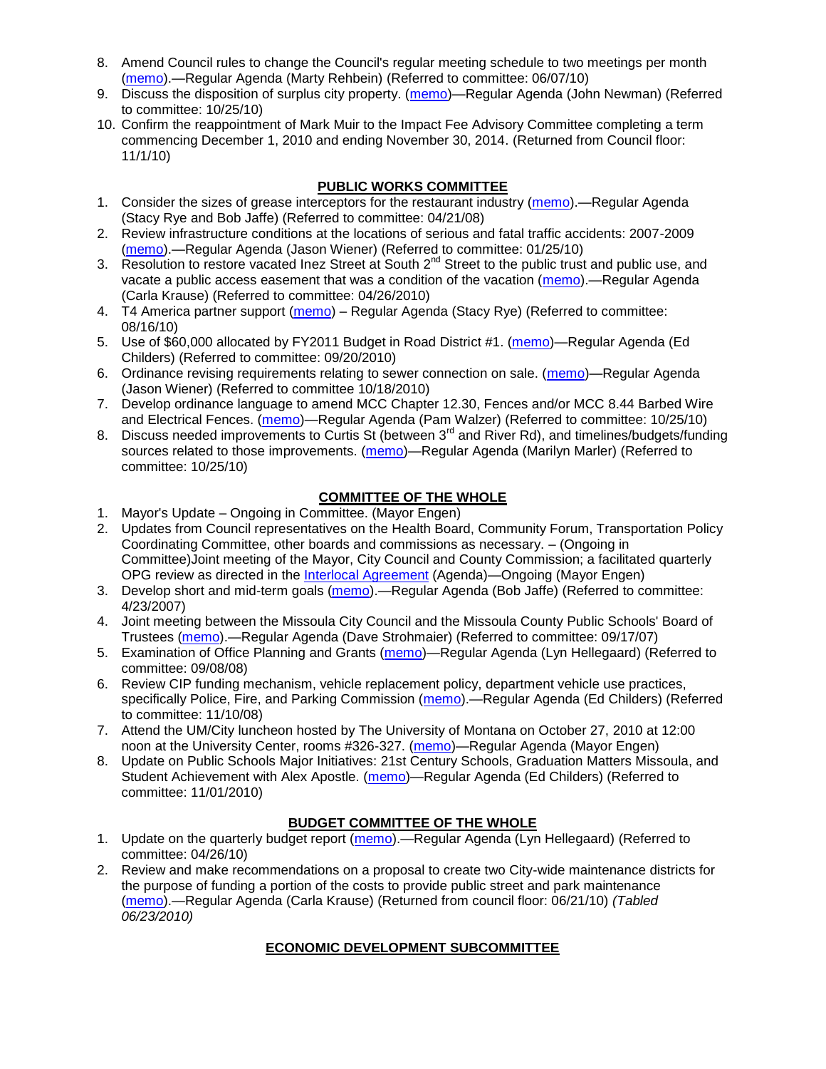8. Amend Council rules to change the Council's regular meeting schedule to two meetings per month (memo).—Regular Agenda (Marty Rehbein) (Referred to committee: 06/07/10)
9. Discuss the disposition of surplus city property. (memo)—Regular Agenda (John Newman) (Referred to committee: 10/25/10)
10. Confirm the reappointment of Mark Muir to the Impact Fee Advisory Committee completing a term commencing December 1, 2010 and ending November 30, 2014. (Returned from Council floor: 11/1/10)

## PUBLIC WORKS COMMITTEE

1. Consider the sizes of grease interceptors for the restaurant industry (memo).—Regular Agenda (Stacy Rye and Bob Jaffe) (Referred to committee: 04/21/08)
2. Review infrastructure conditions at the locations of serious and fatal traffic accidents: 2007-2009 (memo).—Regular Agenda (Jason Wiener) (Referred to committee: 01/25/10)
3. Resolution to restore vacated Inez Street at South 2nd Street to the public trust and public use, and vacate a public access easement that was a condition of the vacation (memo).—Regular Agenda (Carla Krause) (Referred to committee: 04/26/2010)
4. T4 America partner support (memo) – Regular Agenda (Stacy Rye) (Referred to committee: 08/16/10)
5. Use of $60,000 allocated by FY2011 Budget in Road District #1. (memo)—Regular Agenda (Ed Childers) (Referred to committee: 09/20/2010)
6. Ordinance revising requirements relating to sewer connection on sale. (memo)—Regular Agenda (Jason Wiener) (Referred to committee 10/18/2010)
7. Develop ordinance language to amend MCC Chapter 12.30, Fences and/or MCC 8.44 Barbed Wire and Electrical Fences. (memo)—Regular Agenda (Pam Walzer) (Referred to committee: 10/25/10)
8. Discuss needed improvements to Curtis St (between 3rd and River Rd), and timelines/budgets/funding sources related to those improvements. (memo)—Regular Agenda (Marilyn Marler) (Referred to committee: 10/25/10)

## COMMITTEE OF THE WHOLE

1. Mayor's Update – Ongoing in Committee. (Mayor Engen)
2. Updates from Council representatives on the Health Board, Community Forum, Transportation Policy Coordinating Committee, other boards and commissions as necessary. – (Ongoing in Committee)Joint meeting of the Mayor, City Council and County Commission; a facilitated quarterly OPG review as directed in the Interlocal Agreement (Agenda)—Ongoing (Mayor Engen)
3. Develop short and mid-term goals (memo).—Regular Agenda (Bob Jaffe) (Referred to committee: 4/23/2007)
4. Joint meeting between the Missoula City Council and the Missoula County Public Schools' Board of Trustees (memo).—Regular Agenda (Dave Strohmaier) (Referred to committee: 09/17/07)
5. Examination of Office Planning and Grants (memo)—Regular Agenda (Lyn Hellegaard) (Referred to committee: 09/08/08)
6. Review CIP funding mechanism, vehicle replacement policy, department vehicle use practices, specifically Police, Fire, and Parking Commission (memo).—Regular Agenda (Ed Childers) (Referred to committee: 11/10/08)
7. Attend the UM/City luncheon hosted by The University of Montana on October 27, 2010 at 12:00 noon at the University Center, rooms #326-327. (memo)—Regular Agenda (Mayor Engen)
8. Update on Public Schools Major Initiatives: 21st Century Schools, Graduation Matters Missoula, and Student Achievement with Alex Apostle. (memo)—Regular Agenda (Ed Childers) (Referred to committee: 11/01/2010)

## BUDGET COMMITTEE OF THE WHOLE

1. Update on the quarterly budget report (memo).—Regular Agenda (Lyn Hellegaard) (Referred to committee: 04/26/10)
2. Review and make recommendations on a proposal to create two City-wide maintenance districts for the purpose of funding a portion of the costs to provide public street and park maintenance (memo).—Regular Agenda (Carla Krause) (Returned from council floor: 06/21/10) *(Tabled 06/23/2010)*

## ECONOMIC DEVELOPMENT SUBCOMMITTEE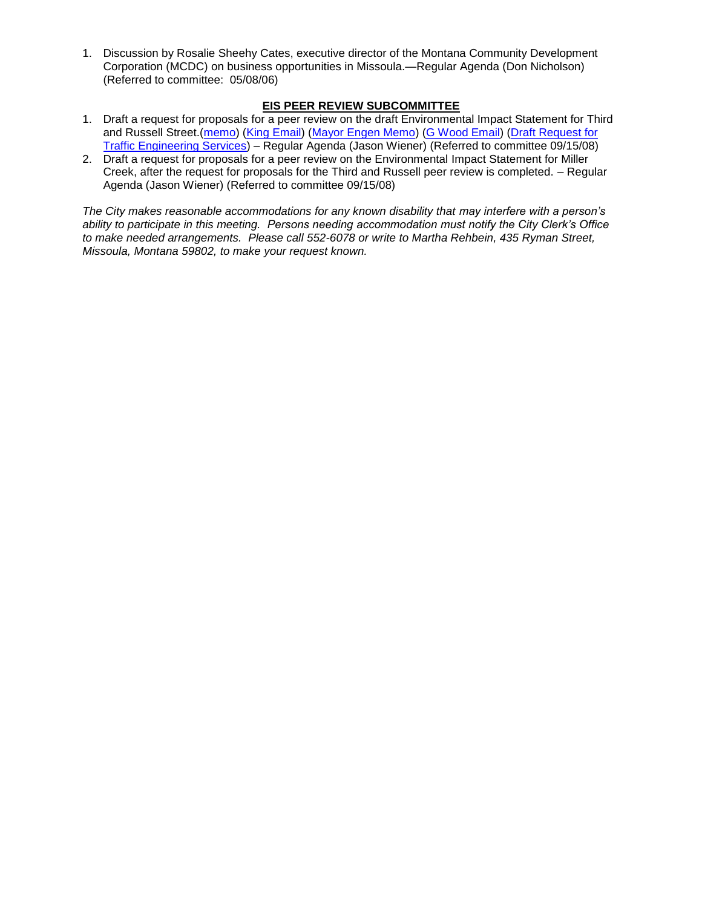1. Discussion by Rosalie Sheehy Cates, executive director of the Montana Community Development Corporation (MCDC) on business opportunities in Missoula.—Regular Agenda (Don Nicholson) (Referred to committee: 05/08/06)

## EIS PEER REVIEW SUBCOMMITTEE

1. Draft a request for proposals for a peer review on the draft Environmental Impact Statement for Third and Russell Street.(memo) (King Email) (Mayor Engen Memo) (G Wood Email) (Draft Request for Traffic Engineering Services) – Regular Agenda (Jason Wiener) (Referred to committee 09/15/08)
2. Draft a request for proposals for a peer review on the Environmental Impact Statement for Miller Creek, after the request for proposals for the Third and Russell peer review is completed. – Regular Agenda (Jason Wiener) (Referred to committee 09/15/08)

*The City makes reasonable accommodations for any known disability that may interfere with a person's ability to participate in this meeting. Persons needing accommodation must notify the City Clerk's Office to make needed arrangements. Please call 552-6078 or write to Martha Rehbein, 435 Ryman Street, Missoula, Montana 59802, to make your request known.*